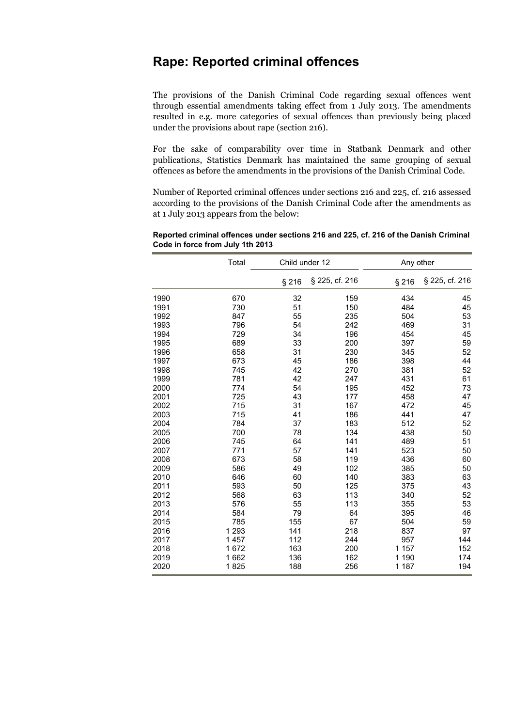# Rape: Reported criminal offences

The provisions of the Danish Criminal Code regarding sexual offences went through essential amendments taking effect from 1 July 2013. The amendments resulted in e.g. more categories of sexual offences than previously being placed under the provisions about rape (section 216).

For the sake of comparability over time in Statbank Denmark and other publications, Statistics Denmark has maintained the same grouping of sexual offences as before the amendments in the provisions of the Danish Criminal Code.

Number of Reported criminal offences under sections 216 and 225, cf. 216 assessed according to the provisions of the Danish Criminal Code after the amendments as at 1 July 2013 appears from the below:

**Reported criminal offences under sections 216 and 225, cf. 216 of the Danish Criminal Code in force from July 1th 2013**

| | Total | Child under 12 | | Any other | |
|---|---|---|---|---|---|
| | | § 216 | § 225, cf. 216 | § 216 | § 225, cf. 216 |
| 1990 | 670 | 32 | 159 | 434 | 45 |
| 1991 | 730 | 51 | 150 | 484 | 45 |
| 1992 | 847 | 55 | 235 | 504 | 53 |
| 1993 | 796 | 54 | 242 | 469 | 31 |
| 1994 | 729 | 34 | 196 | 454 | 45 |
| 1995 | 689 | 33 | 200 | 397 | 59 |
| 1996 | 658 | 31 | 230 | 345 | 52 |
| 1997 | 673 | 45 | 186 | 398 | 44 |
| 1998 | 745 | 42 | 270 | 381 | 52 |
| 1999 | 781 | 42 | 247 | 431 | 61 |
| 2000 | 774 | 54 | 195 | 452 | 73 |
| 2001 | 725 | 43 | 177 | 458 | 47 |
| 2002 | 715 | 31 | 167 | 472 | 45 |
| 2003 | 715 | 41 | 186 | 441 | 47 |
| 2004 | 784 | 37 | 183 | 512 | 52 |
| 2005 | 700 | 78 | 134 | 438 | 50 |
| 2006 | 745 | 64 | 141 | 489 | 51 |
| 2007 | 771 | 57 | 141 | 523 | 50 |
| 2008 | 673 | 58 | 119 | 436 | 60 |
| 2009 | 586 | 49 | 102 | 385 | 50 |
| 2010 | 646 | 60 | 140 | 383 | 63 |
| 2011 | 593 | 50 | 125 | 375 | 43 |
| 2012 | 568 | 63 | 113 | 340 | 52 |
| 2013 | 576 | 55 | 113 | 355 | 53 |
| 2014 | 584 | 79 | 64 | 395 | 46 |
| 2015 | 785 | 155 | 67 | 504 | 59 |
| 2016 | 1 293 | 141 | 218 | 837 | 97 |
| 2017 | 1 457 | 112 | 244 | 957 | 144 |
| 2018 | 1 672 | 163 | 200 | 1 157 | 152 |
| 2019 | 1 662 | 136 | 162 | 1 190 | 174 |
| 2020 | 1 825 | 188 | 256 | 1 187 | 194 |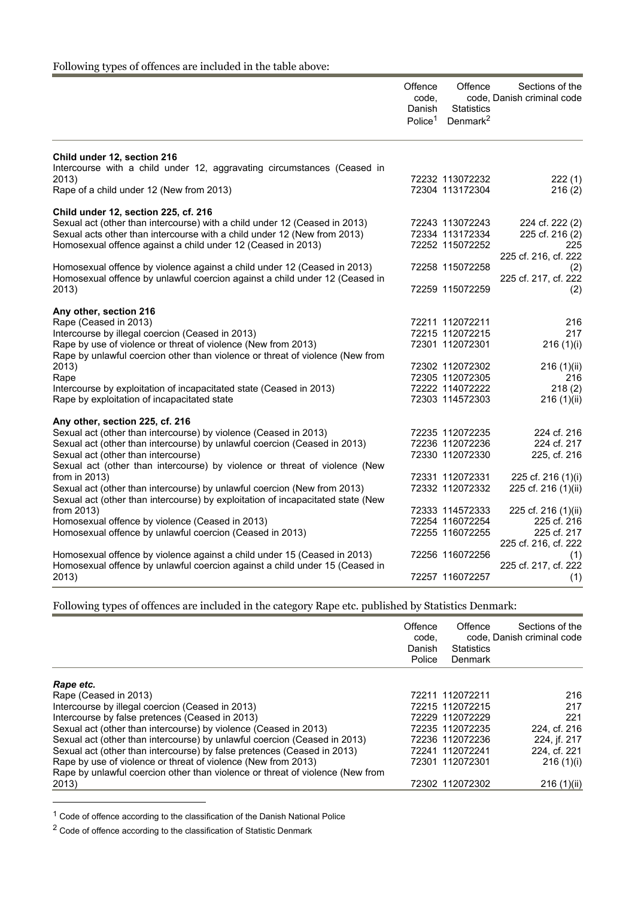Following types of offences are included in the table above:

| | Offence code, Danish Police[1] | Offence code, Statistics Denmark[2] | Sections of the Danish criminal code |
|---|---|---|---|
| **Child under 12, section 216** | | | |
| Intercourse with a child under 12, aggravating circumstances (Ceased in 2013) | 72232 | 113072232 | 222 (1) |
| Rape of a child under 12 (New from 2013) | 72304 | 113172304 | 216 (2) |
| **Child under 12, section 225, cf. 216** | | | |
| Sexual act (other than intercourse) with a child under 12 (Ceased in 2013) | 72243 | 113072243 | 224 cf. 222 (2) |
| Sexual acts other than intercourse with a child under 12 (New from 2013) | 72334 | 113172334 | 225 cf. 216 (2) |
| Homosexual offence against a child under 12 (Ceased in 2013) | 72252 | 115072252 | 225 |
| Homosexual offence by violence against a child under 12 (Ceased in 2013) | 72258 | 115072258 | 225 cf. 216, cf. 222 (2) |
| Homosexual offence by unlawful coercion against a child under 12 (Ceased in 2013) | 72259 | 115072259 | 225 cf. 217, cf. 222 (2) |
| **Any other, section 216** | | | |
| Rape (Ceased in 2013) | 72211 | 112072211 | 216 |
| Intercourse by illegal coercion (Ceased in 2013) | 72215 | 112072215 | 217 |
| Rape by use of violence or threat of violence (New from 2013) | 72301 | 112072301 | 216 (1)(i) |
| Rape by unlawful coercion other than violence or threat of violence (New from 2013) | 72302 | 112072302 | 216 (1)(ii) |
| Rape | 72305 | 112072305 | 216 |
| Intercourse by exploitation of incapacitated state (Ceased in 2013) | 72222 | 114072222 | 218 (2) |
| Rape by exploitation of incapacitated state | 72303 | 114572303 | 216 (1)(ii) |
| **Any other, section 225, cf. 216** | | | |
| Sexual act (other than intercourse) by violence (Ceased in 2013) | 72235 | 112072235 | 224 cf. 216 |
| Sexual act (other than intercourse) by unlawful coercion (Ceased in 2013) | 72236 | 112072236 | 224 cf. 217 |
| Sexual act (other than intercourse) | 72330 | 112072330 | 225, cf. 216 |
| Sexual act (other than intercourse) by violence or threat of violence (New from in 2013) | 72331 | 112072331 | 225 cf. 216 (1)(i) |
| Sexual act (other than intercourse) by unlawful coercion (New from 2013) | 72332 | 112072332 | 225 cf. 216 (1)(ii) |
| Sexual act (other than intercourse) by exploitation of incapacitated state (New from 2013) | 72333 | 114572333 | 225 cf. 216 (1)(ii) |
| Homosexual offence by violence (Ceased in 2013) | 72254 | 116072254 | 225 cf. 216 |
| Homosexual offence by unlawful coercion (Ceased in 2013) | 72255 | 116072255 | 225 cf. 217 |
| Homosexual offence by violence against a child under 15 (Ceased in 2013) | 72256 | 116072256 | 225 cf. 216, cf. 222 (1) |
| Homosexual offence by unlawful coercion against a child under 15 (Ceased in 2013) | 72257 | 116072257 | 225 cf. 217, cf. 222 (1) |

Following types of offences are included in the category Rape etc. published by Statistics Denmark:

| | Offence code, Danish Police | Offence code, Statistics Denmark | Sections of the Danish criminal code |
|---|---|---|---|
| ***Rape etc.*** | | | |
| Rape (Ceased in 2013) | 72211 | 112072211 | 216 |
| Intercourse by illegal coercion (Ceased in 2013) | 72215 | 112072215 | 217 |
| Intercourse by false pretences (Ceased in 2013) | 72229 | 112072229 | 221 |
| Sexual act (other than intercourse) by violence (Ceased in 2013) | 72235 | 112072235 | 224, cf. 216 |
| Sexual act (other than intercourse) by unlawful coercion (Ceased in 2013) | 72236 | 112072236 | 224, jf. 217 |
| Sexual act (other than intercourse) by false pretences (Ceased in 2013) | 72241 | 112072241 | 224, cf. 221 |
| Rape by use of violence or threat of violence (New from 2013) | 72301 | 112072301 | 216 (1)(i) |
| Rape by unlawful coercion other than violence or threat of violence (New from 2013) | 72302 | 112072302 | 216 (1)(ii) |

[1] Code of offence according to the classification of the Danish National Police

[2] Code of offence according to the classification of Statistic Denmark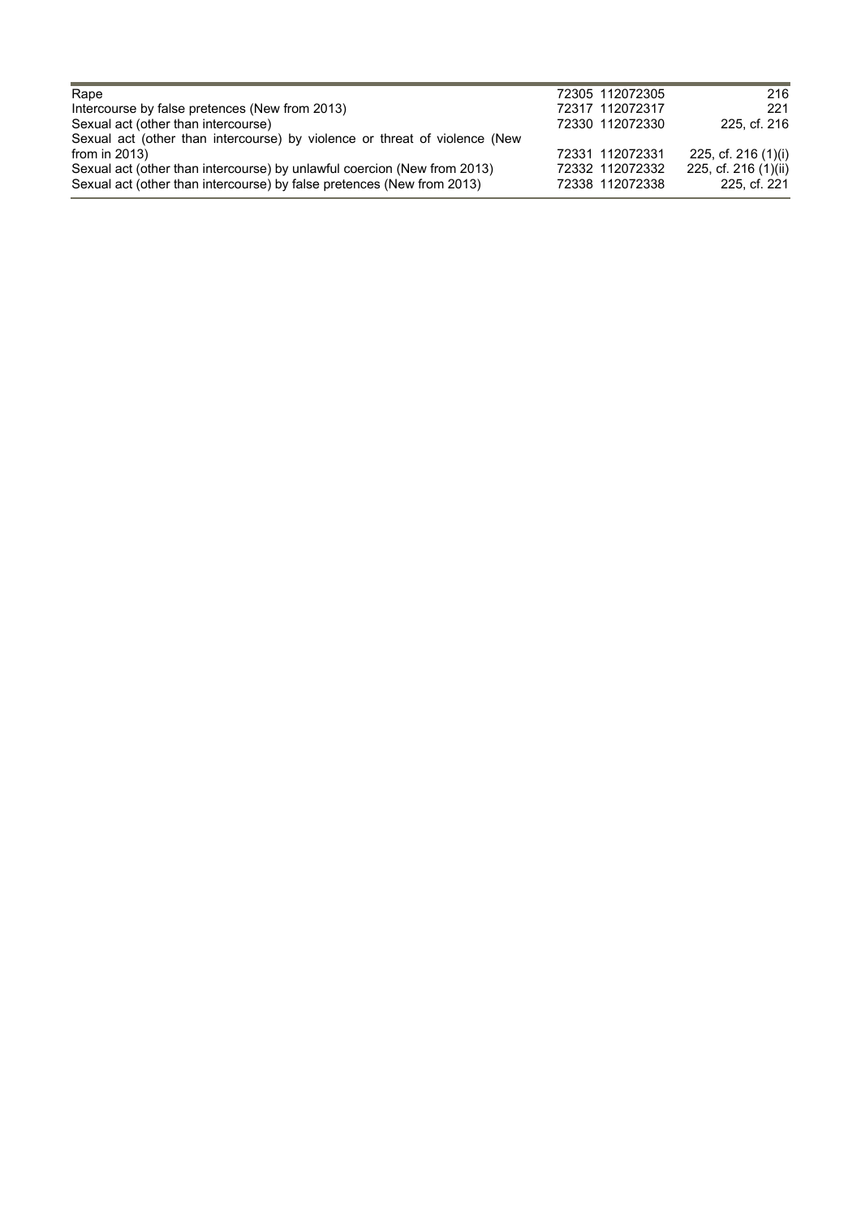| | | | |
|---|---|---|---|
| Rape | 72305 | 112072305 | 216 |
| Intercourse by false pretences (New from 2013) | 72317 | 112072317 | 221 |
| Sexual act (other than intercourse) | 72330 | 112072330 | 225, cf. 216 |
| Sexual act (other than intercourse) by violence or threat of violence (New from in 2013) | 72331 | 112072331 | 225, cf. 216 (1)(i) |
| Sexual act (other than intercourse) by unlawful coercion (New from 2013) | 72332 | 112072332 | 225, cf. 216 (1)(ii) |
| Sexual act (other than intercourse) by false pretences (New from 2013) | 72338 | 112072338 | 225, cf. 221 |